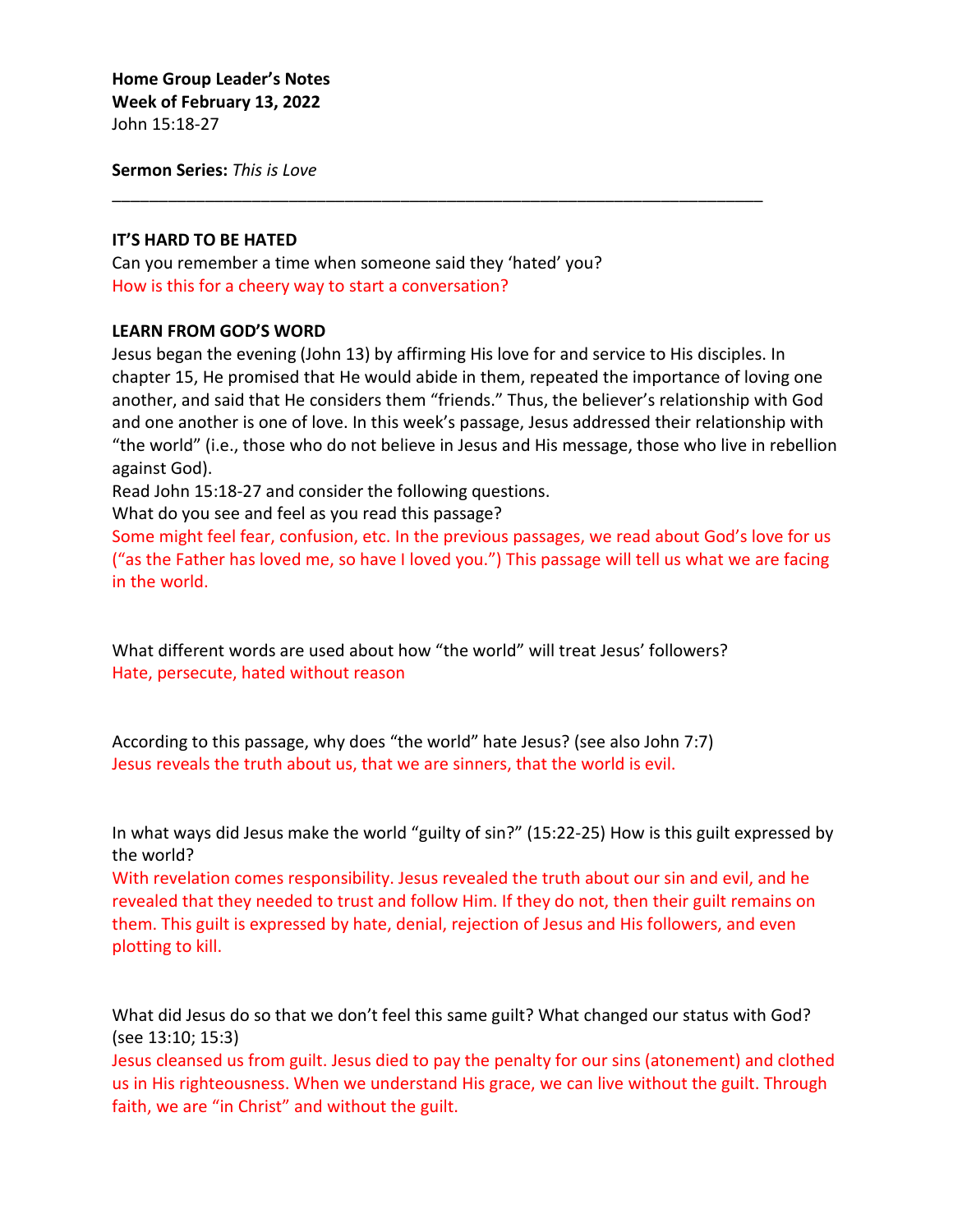**Home Group Leader's Notes**
**Week of February 13, 2022**
John 15:18-27

**Sermon Series:** *This is Love*

---

**IT'S HARD TO BE HATED**

Can you remember a time when someone said they 'hated' you?
How is this for a cheery way to start a conversation?

**LEARN FROM GOD'S WORD**

Jesus began the evening (John 13) by affirming His love for and service to His disciples. In chapter 15, He promised that He would abide in them, repeated the importance of loving one another, and said that He considers them "friends." Thus, the believer's relationship with God and one another is one of love. In this week's passage, Jesus addressed their relationship with "the world" (i.e., those who do not believe in Jesus and His message, those who live in rebellion against God).

Read John 15:18-27 and consider the following questions.

What do you see and feel as you read this passage?
Some might feel fear, confusion, etc. In the previous passages, we read about God's love for us ("as the Father has loved me, so have I loved you.") This passage will tell us what we are facing in the world.

What different words are used about how "the world" will treat Jesus' followers?
Hate, persecute, hated without reason

According to this passage, why does "the world" hate Jesus? (see also John 7:7)
Jesus reveals the truth about us, that we are sinners, that the world is evil.

In what ways did Jesus make the world "guilty of sin?" (15:22-25) How is this guilt expressed by the world?
With revelation comes responsibility. Jesus revealed the truth about our sin and evil, and he revealed that they needed to trust and follow Him. If they do not, then their guilt remains on them. This guilt is expressed by hate, denial, rejection of Jesus and His followers, and even plotting to kill.

What did Jesus do so that we don't feel this same guilt? What changed our status with God? (see 13:10; 15:3)
Jesus cleansed us from guilt. Jesus died to pay the penalty for our sins (atonement) and clothed us in His righteousness. When we understand His grace, we can live without the guilt. Through faith, we are "in Christ" and without the guilt.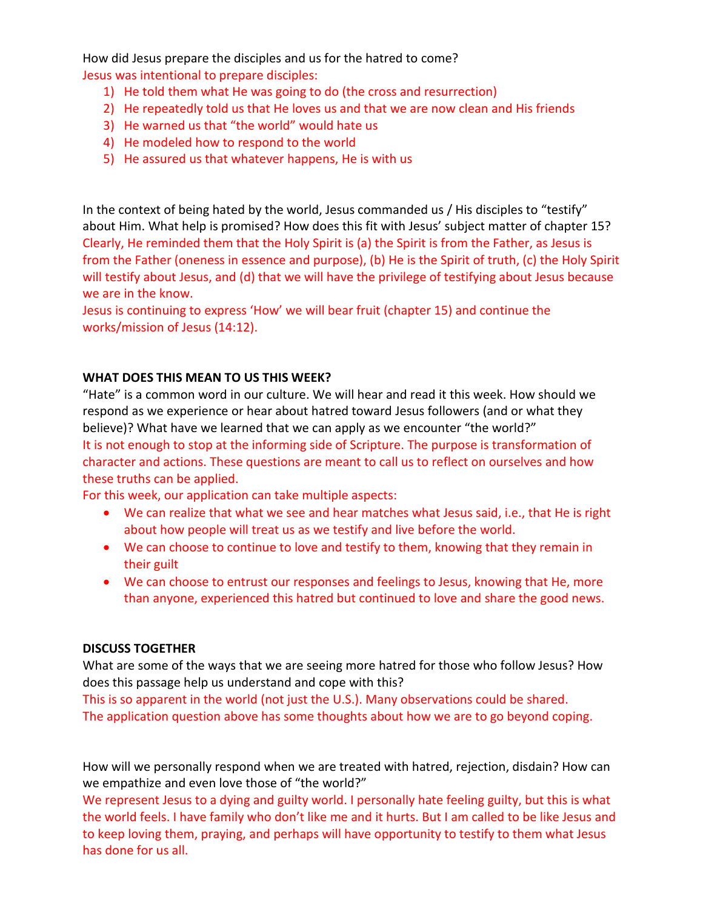How did Jesus prepare the disciples and us for the hatred to come?

Jesus was intentional to prepare disciples:

1) He told them what He was going to do (the cross and resurrection)
2) He repeatedly told us that He loves us and that we are now clean and His friends
3) He warned us that "the world" would hate us
4) He modeled how to respond to the world
5) He assured us that whatever happens, He is with us

In the context of being hated by the world, Jesus commanded us / His disciples to "testify" about Him. What help is promised? How does this fit with Jesus' subject matter of chapter 15?

Clearly, He reminded them that the Holy Spirit is (a) the Spirit is from the Father, as Jesus is from the Father (oneness in essence and purpose), (b) He is the Spirit of truth, (c) the Holy Spirit will testify about Jesus, and (d) that we will have the privilege of testifying about Jesus because we are in the know.

Jesus is continuing to express 'How' we will bear fruit (chapter 15) and continue the works/mission of Jesus (14:12).

**WHAT DOES THIS MEAN TO US THIS WEEK?**

"Hate" is a common word in our culture. We will hear and read it this week. How should we respond as we experience or hear about hatred toward Jesus followers (and or what they believe)? What have we learned that we can apply as we encounter "the world?"

It is not enough to stop at the informing side of Scripture. The purpose is transformation of character and actions. These questions are meant to call us to reflect on ourselves and how these truths can be applied.

For this week, our application can take multiple aspects:

- We can realize that what we see and hear matches what Jesus said, i.e., that He is right about how people will treat us as we testify and live before the world.
- We can choose to continue to love and testify to them, knowing that they remain in their guilt
- We can choose to entrust our responses and feelings to Jesus, knowing that He, more than anyone, experienced this hatred but continued to love and share the good news.

**DISCUSS TOGETHER**

What are some of the ways that we are seeing more hatred for those who follow Jesus? How does this passage help us understand and cope with this?

This is so apparent in the world (not just the U.S.). Many observations could be shared. The application question above has some thoughts about how we are to go beyond coping.

How will we personally respond when we are treated with hatred, rejection, disdain? How can we empathize and even love those of "the world?"

We represent Jesus to a dying and guilty world. I personally hate feeling guilty, but this is what the world feels. I have family who don't like me and it hurts. But I am called to be like Jesus and to keep loving them, praying, and perhaps will have opportunity to testify to them what Jesus has done for us all.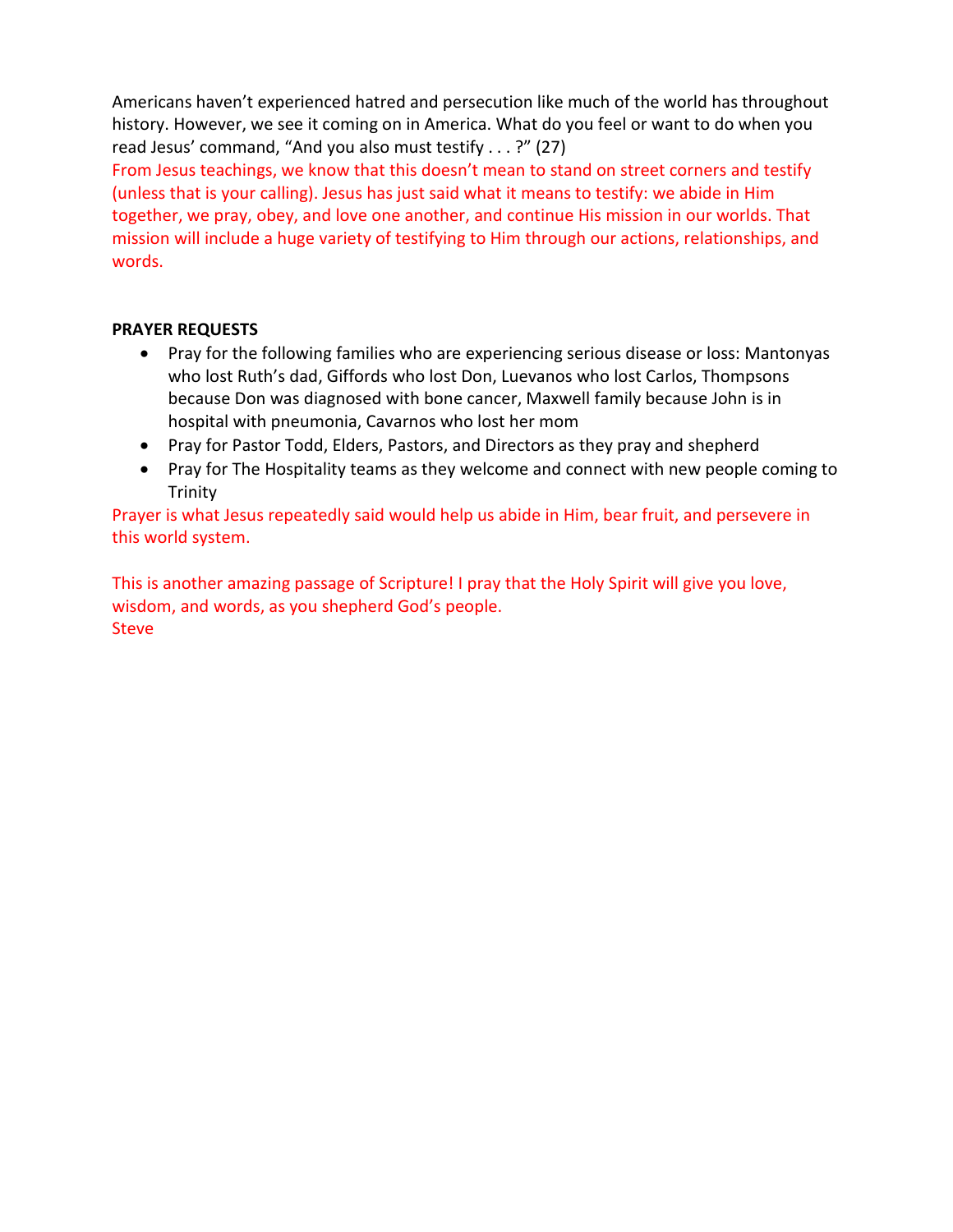Americans haven't experienced hatred and persecution like much of the world has throughout history. However, we see it coming on in America. What do you feel or want to do when you read Jesus' command, "And you also must testify . . . ?" (27)

From Jesus teachings, we know that this doesn't mean to stand on street corners and testify (unless that is your calling). Jesus has just said what it means to testify: we abide in Him together, we pray, obey, and love one another, and continue His mission in our worlds. That mission will include a huge variety of testifying to Him through our actions, relationships, and words.

**PRAYER REQUESTS**

- Pray for the following families who are experiencing serious disease or loss: Mantonyas who lost Ruth's dad, Giffords who lost Don, Luevanos who lost Carlos, Thompsons because Don was diagnosed with bone cancer, Maxwell family because John is in hospital with pneumonia, Cavarnos who lost her mom
- Pray for Pastor Todd, Elders, Pastors, and Directors as they pray and shepherd
- Pray for The Hospitality teams as they welcome and connect with new people coming to Trinity

Prayer is what Jesus repeatedly said would help us abide in Him, bear fruit, and persevere in this world system.

This is another amazing passage of Scripture! I pray that the Holy Spirit will give you love, wisdom, and words, as you shepherd God's people.
Steve